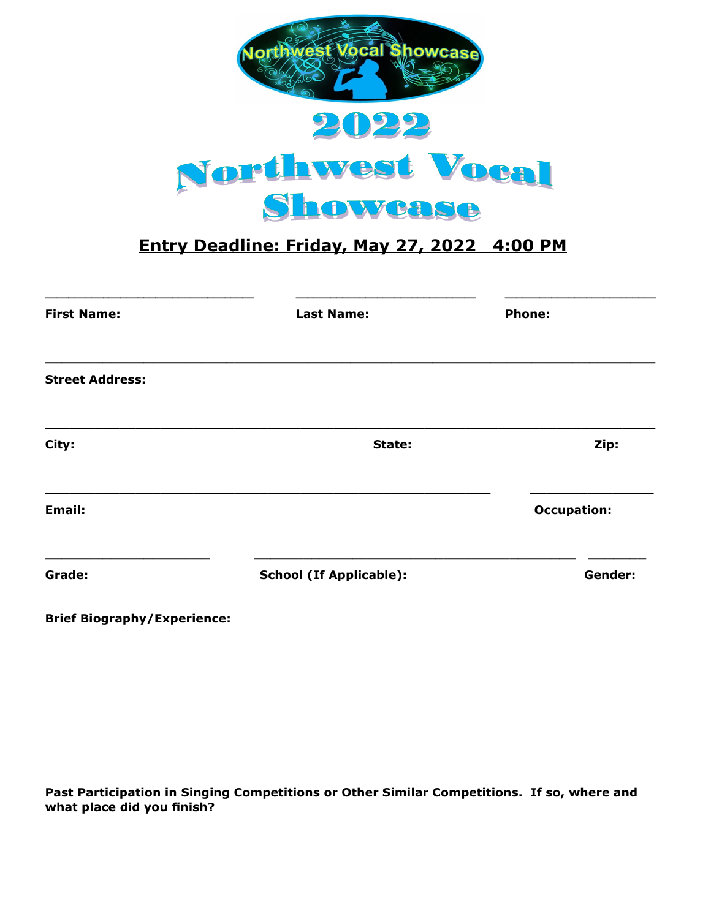Northwest Vocal Showcase

# 2022 Northwest Vocal Showcase

**Entry Deadline: Friday, May 27, 2022 4:00 PM**

**First Name:** ______________________ **Last Name:** ______________________ **Phone:** ______________________

**Street Address:** ______________________________________________

**City:** ______________________ **State:** ______________________ **Zip:** ______________________

**Email:** ______________________________________________ **Occupation:** ______________________

**Grade:** ______________________ **School (If Applicable):** ______________________ **Gender:** __________

**Brief Biography/Experience:**

**Past Participation in Singing Competitions or Other Similar Competitions. If so, where and what place did you finish?**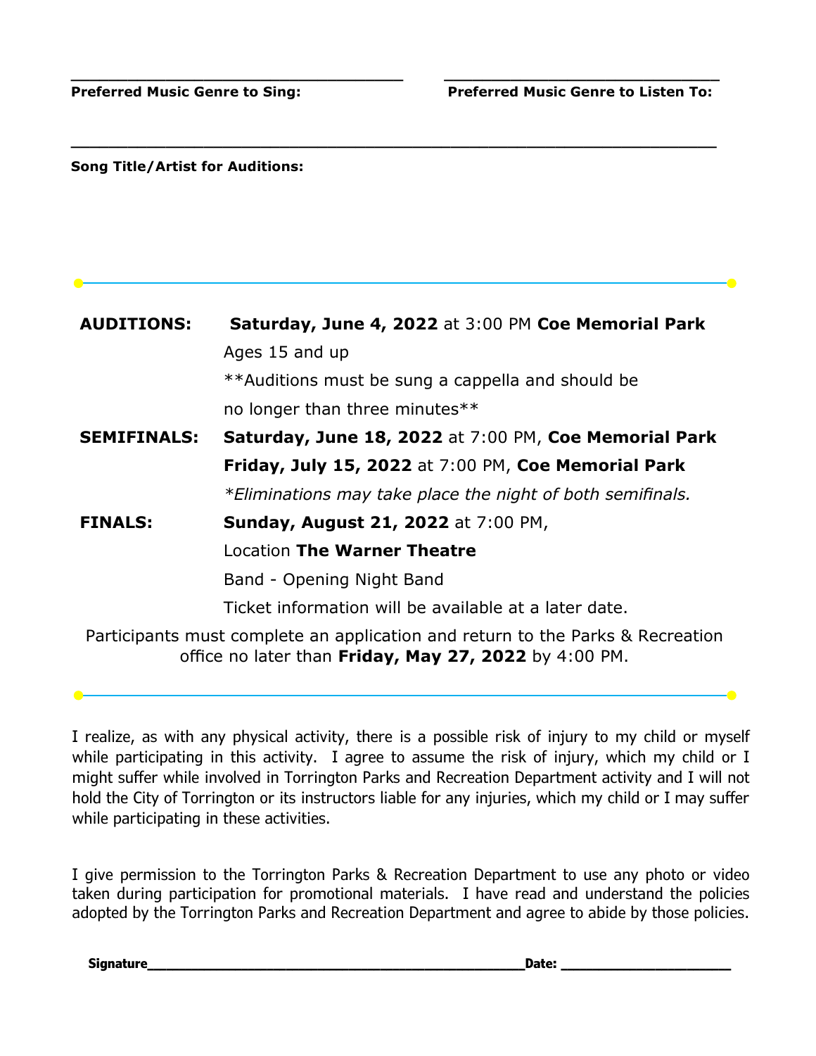**Preferred Music Genre to Sing:** ______________________________ **Preferred Music Genre to Listen To:** ______________________________

**Song Title/Artist for Auditions:** ____________________________________________________________

---

**AUDITIONS:** **Saturday, June 4, 2022** at 3:00 PM **Coe Memorial Park**
Ages 15 and up
**Auditions must be sung a cappella and should be no longer than three minutes**

**SEMIFINALS:** **Saturday, June 18, 2022** at 7:00 PM, **Coe Memorial Park**
**Friday, July 15, 2022** at 7:00 PM, **Coe Memorial Park**
*\*Eliminations may take place the night of both semifinals.*

**FINALS:** **Sunday, August 21, 2022** at 7:00 PM,
Location **The Warner Theatre**
Band - Opening Night Band
Ticket information will be available at a later date.

Participants must complete an application and return to the Parks & Recreation office no later than **Friday, May 27, 2022** by 4:00 PM.

---

I realize, as with any physical activity, there is a possible risk of injury to my child or myself while participating in this activity. I agree to assume the risk of injury, which my child or I might suffer while involved in Torrington Parks and Recreation Department activity and I will not hold the City of Torrington or its instructors liable for any injuries, which my child or I may suffer while participating in these activities.

I give permission to the Torrington Parks & Recreation Department to use any photo or video taken during participation for promotional materials. I have read and understand the policies adopted by the Torrington Parks and Recreation Department and agree to abide by those policies.

**Signature**______________________________ **Date:** ____________________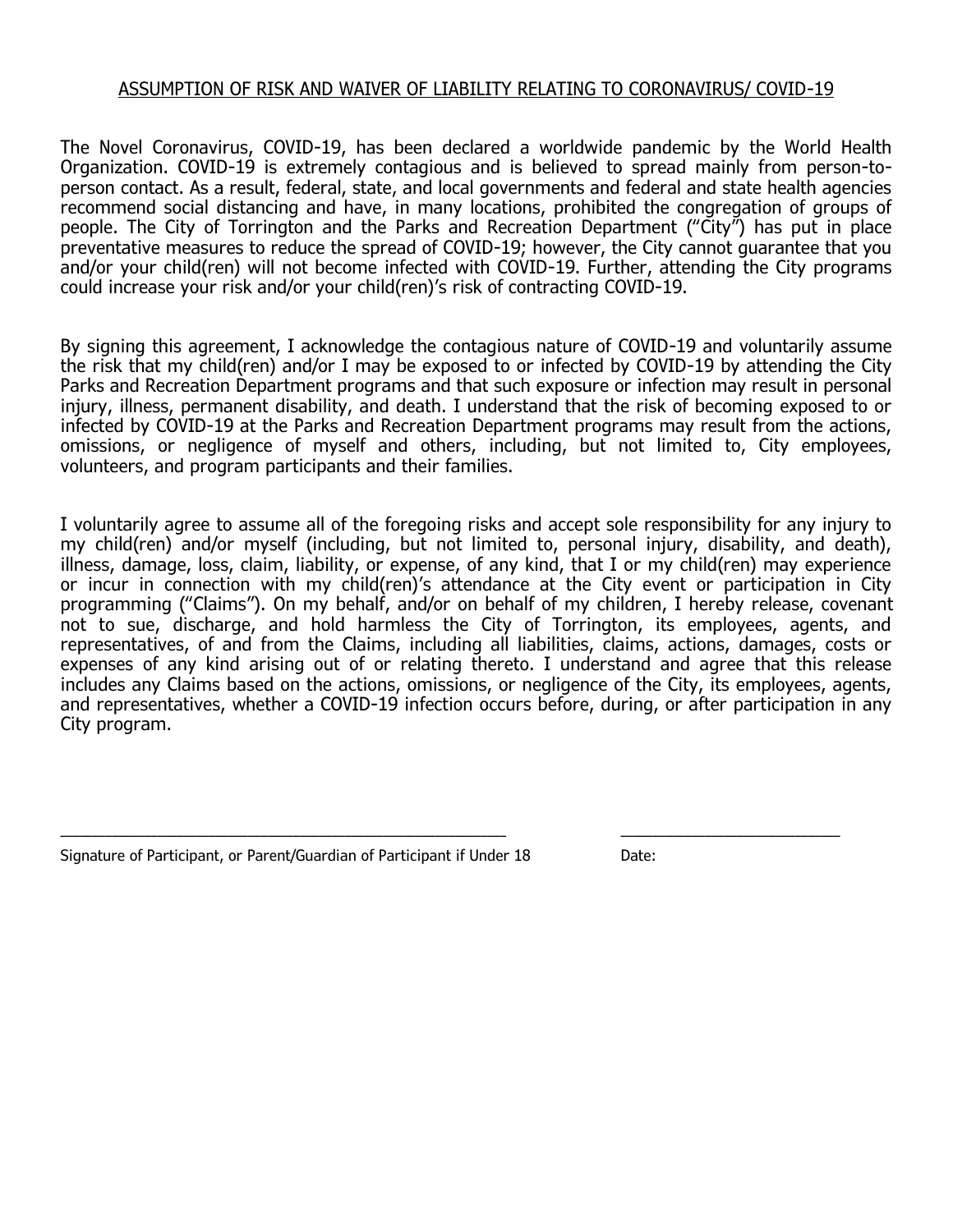## ASSUMPTION OF RISK AND WAIVER OF LIABILITY RELATING TO CORONAVIRUS/ COVID-19

The Novel Coronavirus, COVID-19, has been declared a worldwide pandemic by the World Health Organization. COVID-19 is extremely contagious and is believed to spread mainly from person-to-person contact. As a result, federal, state, and local governments and federal and state health agencies recommend social distancing and have, in many locations, prohibited the congregation of groups of people. The City of Torrington and the Parks and Recreation Department ("City") has put in place preventative measures to reduce the spread of COVID-19; however, the City cannot guarantee that you and/or your child(ren) will not become infected with COVID-19. Further, attending the City programs could increase your risk and/or your child(ren)'s risk of contracting COVID-19.

By signing this agreement, I acknowledge the contagious nature of COVID-19 and voluntarily assume the risk that my child(ren) and/or I may be exposed to or infected by COVID-19 by attending the City Parks and Recreation Department programs and that such exposure or infection may result in personal injury, illness, permanent disability, and death. I understand that the risk of becoming exposed to or infected by COVID-19 at the Parks and Recreation Department programs may result from the actions, omissions, or negligence of myself and others, including, but not limited to, City employees, volunteers, and program participants and their families.

I voluntarily agree to assume all of the foregoing risks and accept sole responsibility for any injury to my child(ren) and/or myself (including, but not limited to, personal injury, disability, and death), illness, damage, loss, claim, liability, or expense, of any kind, that I or my child(ren) may experience or incur in connection with my child(ren)'s attendance at the City event or participation in City programming ("Claims"). On my behalf, and/or on behalf of my children, I hereby release, covenant not to sue, discharge, and hold harmless the City of Torrington, its employees, agents, and representatives, of and from the Claims, including all liabilities, claims, actions, damages, costs or expenses of any kind arising out of or relating thereto. I understand and agree that this release includes any Claims based on the actions, omissions, or negligence of the City, its employees, agents, and representatives, whether a COVID-19 infection occurs before, during, or after participation in any City program.

\_\_\_\_\_\_\_\_\_\_\_\_\_\_\_\_\_\_\_\_\_\_\_\_\_\_\_\_\_\_\_\_\_\_\_\_\_\_\_\_\_\_\_\_\_\_\_\_\_\_ \_\_\_\_\_\_\_\_\_\_\_\_\_\_\_\_\_\_\_\_\_\_\_\_\_

Signature of Participant, or Parent/Guardian of Participant if Under 18 Date: